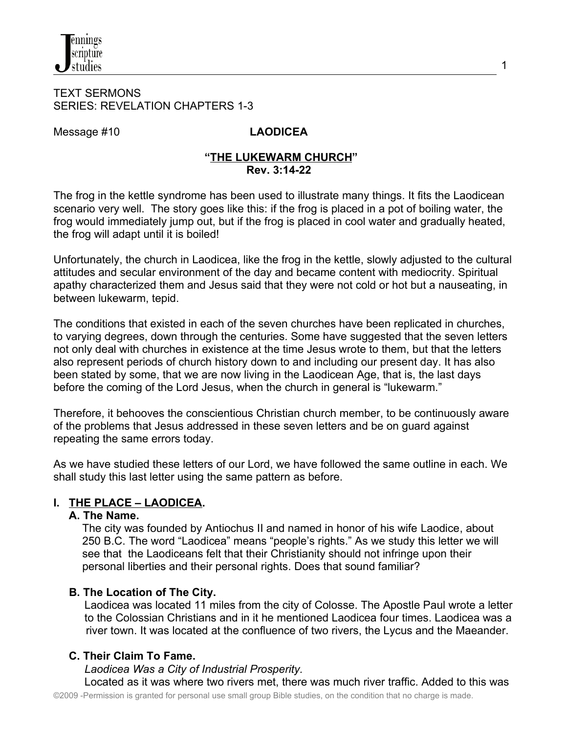TEXT SERMONS
SERIES: REVELATION CHAPTERS 1-3

Message #10 **LAODICEA**

**"<u>THE LUKEWARM CHURCH</u>"**
**Rev. 3:14-22**

The frog in the kettle syndrome has been used to illustrate many things. It fits the Laodicean scenario very well. The story goes like this: if the frog is placed in a pot of boiling water, the frog would immediately jump out, but if the frog is placed in cool water and gradually heated, the frog will adapt until it is boiled!

Unfortunately, the church in Laodicea, like the frog in the kettle, slowly adjusted to the cultural attitudes and secular environment of the day and became content with mediocrity. Spiritual apathy characterized them and Jesus said that they were not cold or hot but a nauseating, in between lukewarm, tepid.

The conditions that existed in each of the seven churches have been replicated in churches, to varying degrees, down through the centuries. Some have suggested that the seven letters not only deal with churches in existence at the time Jesus wrote to them, but that the letters also represent periods of church history down to and including our present day. It has also been stated by some, that we are now living in the Laodicean Age, that is, the last days before the coming of the Lord Jesus, when the church in general is "lukewarm."

Therefore, it behooves the conscientious Christian church member, to be continuously aware of the problems that Jesus addressed in these seven letters and be on guard against repeating the same errors today.

As we have studied these letters of our Lord, we have followed the same outline in each. We shall study this last letter using the same pattern as before.

## I. <u>THE PLACE – LAODICEA</u>.

### A. The Name.

The city was founded by Antiochus II and named in honor of his wife Laodice, about 250 B.C. The word "Laodicea" means "people's rights." As we study this letter we will see that the Laodiceans felt that their Christianity should not infringe upon their personal liberties and their personal rights. Does that sound familiar?

### B. The Location of The City.

Laodicea was located 11 miles from the city of Colosse. The Apostle Paul wrote a letter to the Colossian Christians and in it he mentioned Laodicea four times. Laodicea was a river town. It was located at the confluence of two rivers, the Lycus and the Maeander.

### C. Their Claim To Fame.

*Laodicea Was a City of Industrial Prosperity.*

Located as it was where two rivers met, there was much river traffic. Added to this was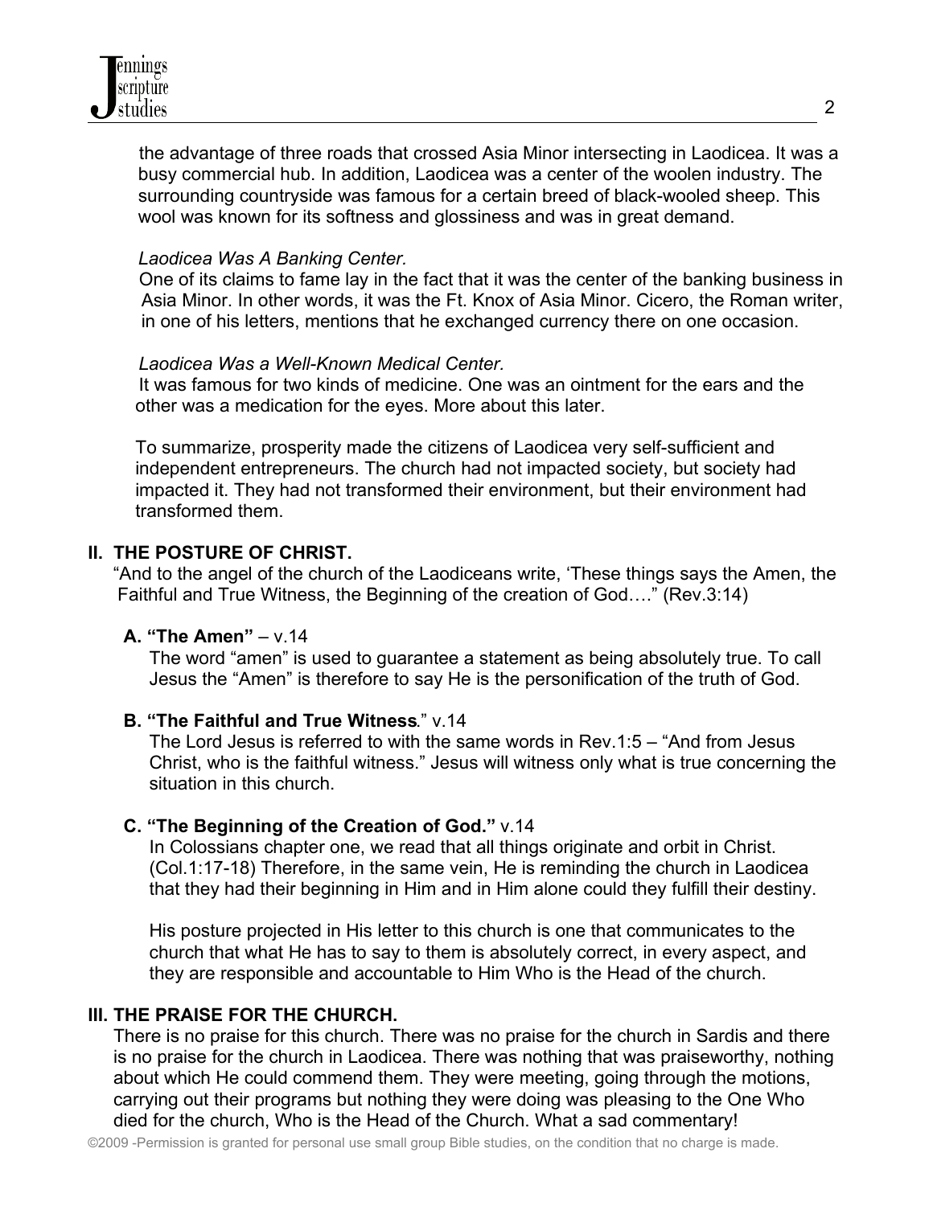the advantage of three roads that crossed Asia Minor intersecting in Laodicea. It was a busy commercial hub. In addition, Laodicea was a center of the woolen industry. The surrounding countryside was famous for a certain breed of black-wooled sheep. This wool was known for its softness and glossiness and was in great demand.

*Laodicea Was A Banking Center.*

One of its claims to fame lay in the fact that it was the center of the banking business in Asia Minor. In other words, it was the Ft. Knox of Asia Minor. Cicero, the Roman writer, in one of his letters, mentions that he exchanged currency there on one occasion.

*Laodicea Was a Well-Known Medical Center.*

It was famous for two kinds of medicine. One was an ointment for the ears and the other was a medication for the eyes. More about this later.

To summarize, prosperity made the citizens of Laodicea very self-sufficient and independent entrepreneurs. The church had not impacted society, but society had impacted it. They had not transformed their environment, but their environment had transformed them.

## II. THE POSTURE OF CHRIST.

"And to the angel of the church of the Laodiceans write, 'These things says the Amen, the Faithful and True Witness, the Beginning of the creation of God…." (Rev.3:14)

### A. "The Amen" – v.14

The word "amen" is used to guarantee a statement as being absolutely true. To call Jesus the "Amen" is therefore to say He is the personification of the truth of God.

### B. "The Faithful and True Witness." v.14

The Lord Jesus is referred to with the same words in Rev.1:5 – "And from Jesus Christ, who is the faithful witness." Jesus will witness only what is true concerning the situation in this church.

### C. "The Beginning of the Creation of God." v.14

In Colossians chapter one, we read that all things originate and orbit in Christ. (Col.1:17-18) Therefore, in the same vein, He is reminding the church in Laodicea that they had their beginning in Him and in Him alone could they fulfill their destiny.

His posture projected in His letter to this church is one that communicates to the church that what He has to say to them is absolutely correct, in every aspect, and they are responsible and accountable to Him Who is the Head of the church.

## III. THE PRAISE FOR THE CHURCH.

There is no praise for this church. There was no praise for the church in Sardis and there is no praise for the church in Laodicea. There was nothing that was praiseworthy, nothing about which He could commend them. They were meeting, going through the motions, carrying out their programs but nothing they were doing was pleasing to the One Who died for the church, Who is the Head of the Church. What a sad commentary!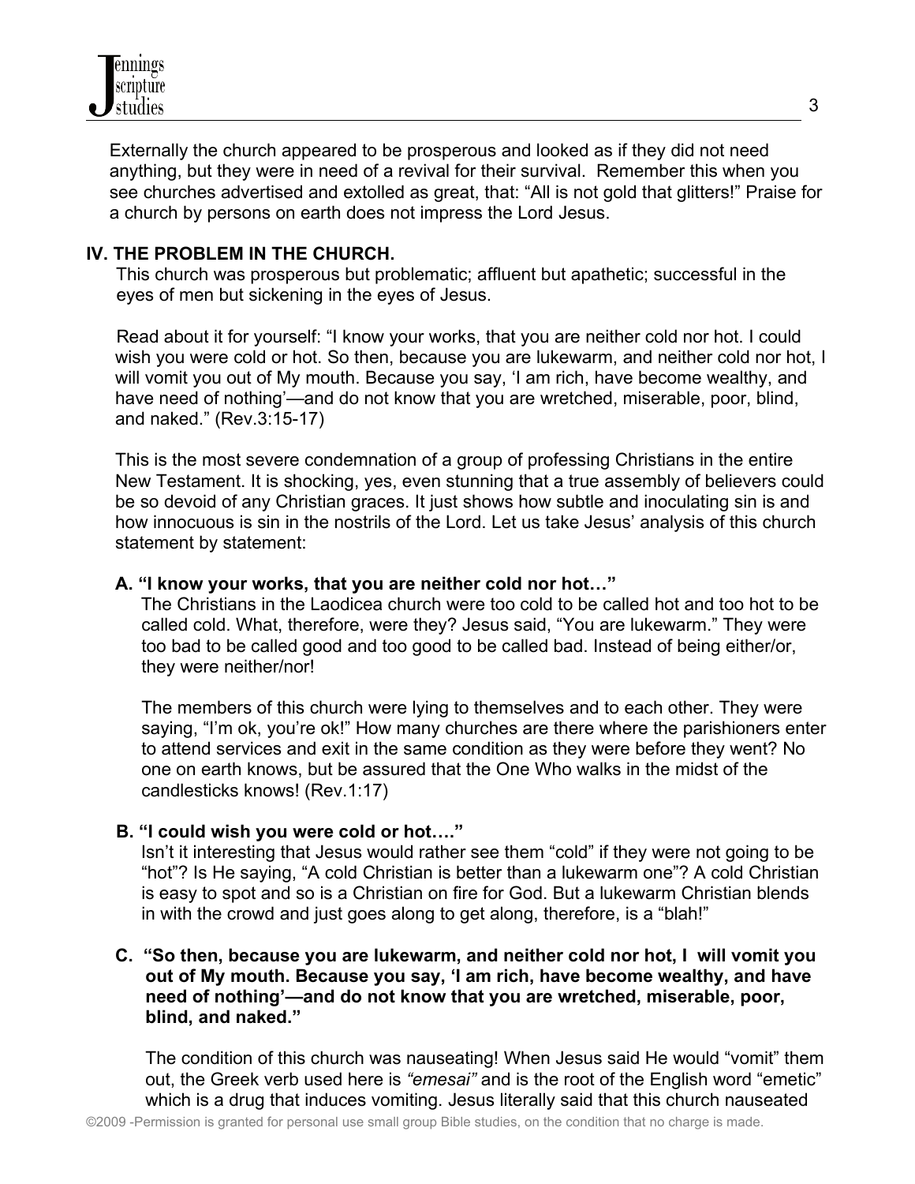Externally the church appeared to be prosperous and looked as if they did not need anything, but they were in need of a revival for their survival. Remember this when you see churches advertised and extolled as great, that: "All is not gold that glitters!" Praise for a church by persons on earth does not impress the Lord Jesus.

## IV. THE PROBLEM IN THE CHURCH.

This church was prosperous but problematic; affluent but apathetic; successful in the eyes of men but sickening in the eyes of Jesus.

Read about it for yourself: "I know your works, that you are neither cold nor hot. I could wish you were cold or hot. So then, because you are lukewarm, and neither cold nor hot, I will vomit you out of My mouth. Because you say, 'I am rich, have become wealthy, and have need of nothing'—and do not know that you are wretched, miserable, poor, blind, and naked." (Rev.3:15-17)

This is the most severe condemnation of a group of professing Christians in the entire New Testament. It is shocking, yes, even stunning that a true assembly of believers could be so devoid of any Christian graces. It just shows how subtle and inoculating sin is and how innocuous is sin in the nostrils of the Lord. Let us take Jesus' analysis of this church statement by statement:

### A. "I know your works, that you are neither cold nor hot…"

The Christians in the Laodicea church were too cold to be called hot and too hot to be called cold. What, therefore, were they? Jesus said, "You are lukewarm." They were too bad to be called good and too good to be called bad. Instead of being either/or, they were neither/nor!

The members of this church were lying to themselves and to each other. They were saying, "I'm ok, you're ok!" How many churches are there where the parishioners enter to attend services and exit in the same condition as they were before they went? No one on earth knows, but be assured that the One Who walks in the midst of the candlesticks knows! (Rev.1:17)

### B. "I could wish you were cold or hot…."

Isn't it interesting that Jesus would rather see them "cold" if they were not going to be "hot"? Is He saying, "A cold Christian is better than a lukewarm one"? A cold Christian is easy to spot and so is a Christian on fire for God. But a lukewarm Christian blends in with the crowd and just goes along to get along, therefore, is a "blah!"

### C. "So then, because you are lukewarm, and neither cold nor hot, I will vomit you out of My mouth. Because you say, 'I am rich, have become wealthy, and have need of nothing'—and do not know that you are wretched, miserable, poor, blind, and naked."

The condition of this church was nauseating! When Jesus said He would "vomit" them out, the Greek verb used here is *"emesai"* and is the root of the English word "emetic" which is a drug that induces vomiting. Jesus literally said that this church nauseated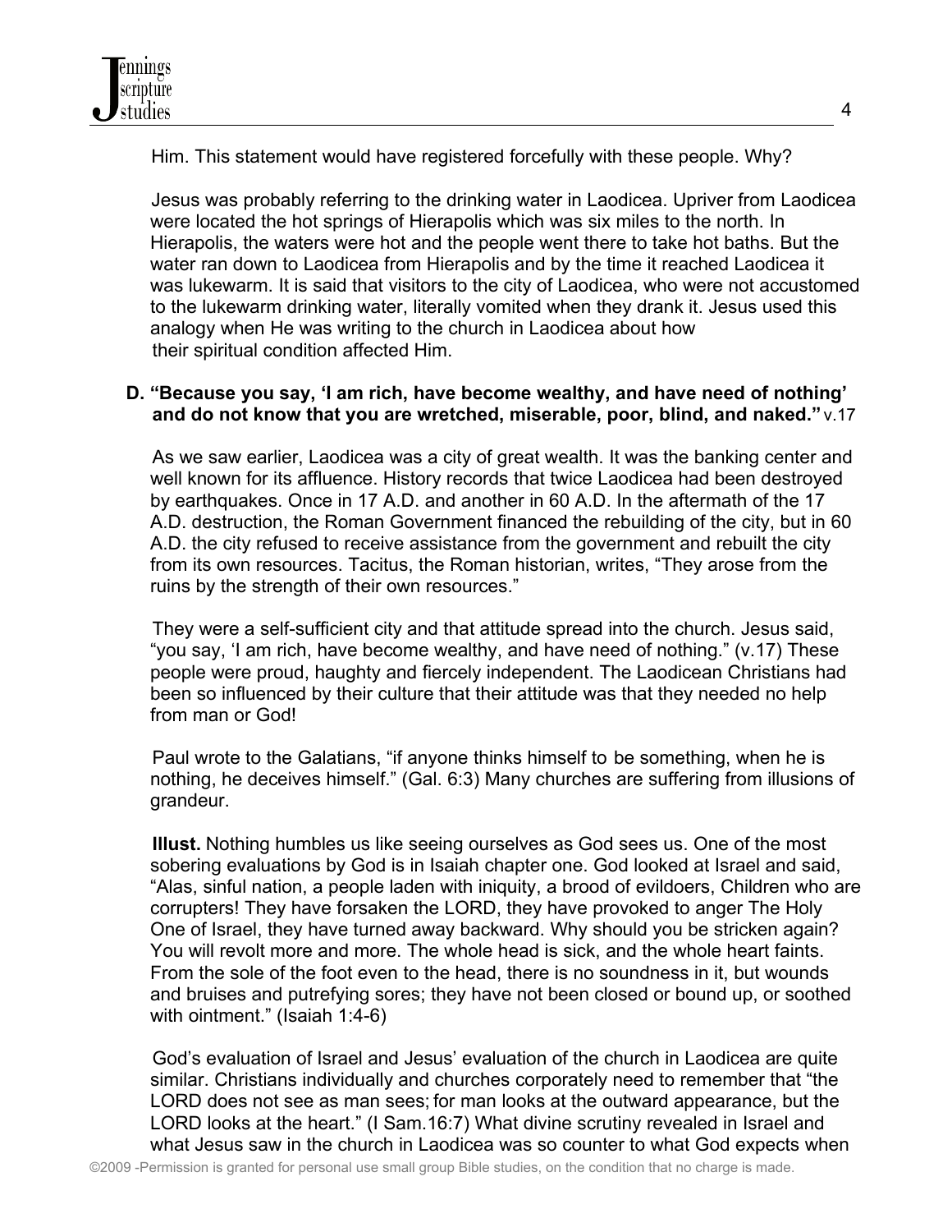Him. This statement would have registered forcefully with these people. Why?

Jesus was probably referring to the drinking water in Laodicea. Upriver from Laodicea were located the hot springs of Hierapolis which was six miles to the north. In Hierapolis, the waters were hot and the people went there to take hot baths. But the water ran down to Laodicea from Hierapolis and by the time it reached Laodicea it was lukewarm. It is said that visitors to the city of Laodicea, who were not accustomed to the lukewarm drinking water, literally vomited when they drank it. Jesus used this analogy when He was writing to the church in Laodicea about how their spiritual condition affected Him.

**D. "Because you say, 'I am rich, have become wealthy, and have need of nothing' and do not know that you are wretched, miserable, poor, blind, and naked."** v.17

As we saw earlier, Laodicea was a city of great wealth. It was the banking center and well known for its affluence. History records that twice Laodicea had been destroyed by earthquakes. Once in 17 A.D. and another in 60 A.D. In the aftermath of the 17 A.D. destruction, the Roman Government financed the rebuilding of the city, but in 60 A.D. the city refused to receive assistance from the government and rebuilt the city from its own resources. Tacitus, the Roman historian, writes, "They arose from the ruins by the strength of their own resources."

They were a self-sufficient city and that attitude spread into the church. Jesus said, "you say, 'I am rich, have become wealthy, and have need of nothing." (v.17) These people were proud, haughty and fiercely independent. The Laodicean Christians had been so influenced by their culture that their attitude was that they needed no help from man or God!

Paul wrote to the Galatians, "if anyone thinks himself to be something, when he is nothing, he deceives himself." (Gal. 6:3) Many churches are suffering from illusions of grandeur.

**Illust.** Nothing humbles us like seeing ourselves as God sees us. One of the most sobering evaluations by God is in Isaiah chapter one. God looked at Israel and said, "Alas, sinful nation, a people laden with iniquity, a brood of evildoers, Children who are corrupters! They have forsaken the LORD, they have provoked to anger The Holy One of Israel, they have turned away backward. Why should you be stricken again? You will revolt more and more. The whole head is sick, and the whole heart faints. From the sole of the foot even to the head, there is no soundness in it, but wounds and bruises and putrefying sores; they have not been closed or bound up, or soothed with ointment." (Isaiah 1:4-6)

God's evaluation of Israel and Jesus' evaluation of the church in Laodicea are quite similar. Christians individually and churches corporately need to remember that "the LORD does not see as man sees; for man looks at the outward appearance, but the LORD looks at the heart." (I Sam.16:7) What divine scrutiny revealed in Israel and what Jesus saw in the church in Laodicea was so counter to what God expects when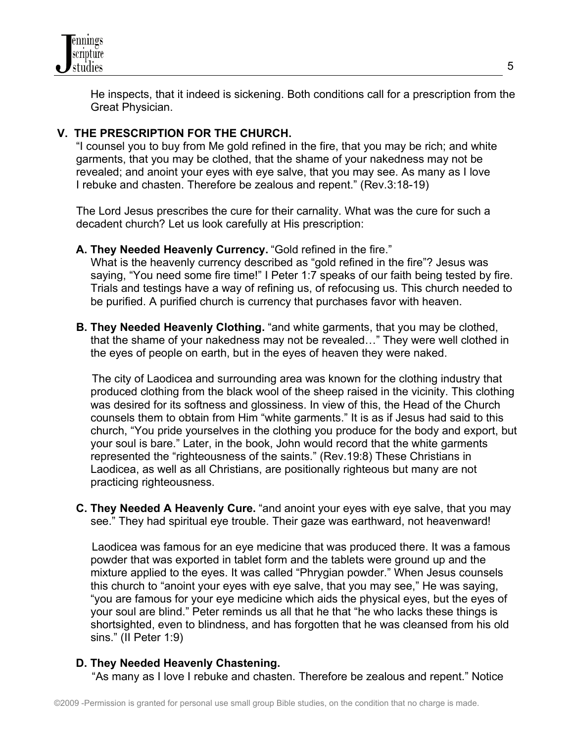He inspects, that it indeed is sickening. Both conditions call for a prescription from the Great Physician.

## V. THE PRESCRIPTION FOR THE CHURCH.

"I counsel you to buy from Me gold refined in the fire, that you may be rich; and white garments, that you may be clothed, that the shame of your nakedness may not be revealed; and anoint your eyes with eye salve, that you may see. As many as I love I rebuke and chasten. Therefore be zealous and repent." (Rev.3:18-19)

The Lord Jesus prescribes the cure for their carnality. What was the cure for such a decadent church? Let us look carefully at His prescription:

**A. They Needed Heavenly Currency.** "Gold refined in the fire."
What is the heavenly currency described as "gold refined in the fire"? Jesus was saying, "You need some fire time!" I Peter 1:7 speaks of our faith being tested by fire. Trials and testings have a way of refining us, of refocusing us. This church needed to be purified. A purified church is currency that purchases favor with heaven.

**B. They Needed Heavenly Clothing.** "and white garments, that you may be clothed, that the shame of your nakedness may not be revealed…" They were well clothed in the eyes of people on earth, but in the eyes of heaven they were naked.

The city of Laodicea and surrounding area was known for the clothing industry that produced clothing from the black wool of the sheep raised in the vicinity. This clothing was desired for its softness and glossiness. In view of this, the Head of the Church counsels them to obtain from Him "white garments." It is as if Jesus had said to this church, "You pride yourselves in the clothing you produce for the body and export, but your soul is bare." Later, in the book, John would record that the white garments represented the "righteousness of the saints." (Rev.19:8) These Christians in Laodicea, as well as all Christians, are positionally righteous but many are not practicing righteousness.

**C. They Needed A Heavenly Cure.** "and anoint your eyes with eye salve, that you may see." They had spiritual eye trouble. Their gaze was earthward, not heavenward!

Laodicea was famous for an eye medicine that was produced there. It was a famous powder that was exported in tablet form and the tablets were ground up and the mixture applied to the eyes. It was called "Phrygian powder." When Jesus counsels this church to "anoint your eyes with eye salve, that you may see," He was saying, "you are famous for your eye medicine which aids the physical eyes, but the eyes of your soul are blind." Peter reminds us all that he that "he who lacks these things is shortsighted, even to blindness, and has forgotten that he was cleansed from his old sins." (II Peter 1:9)

**D. They Needed Heavenly Chastening.**
"As many as I love I rebuke and chasten. Therefore be zealous and repent." Notice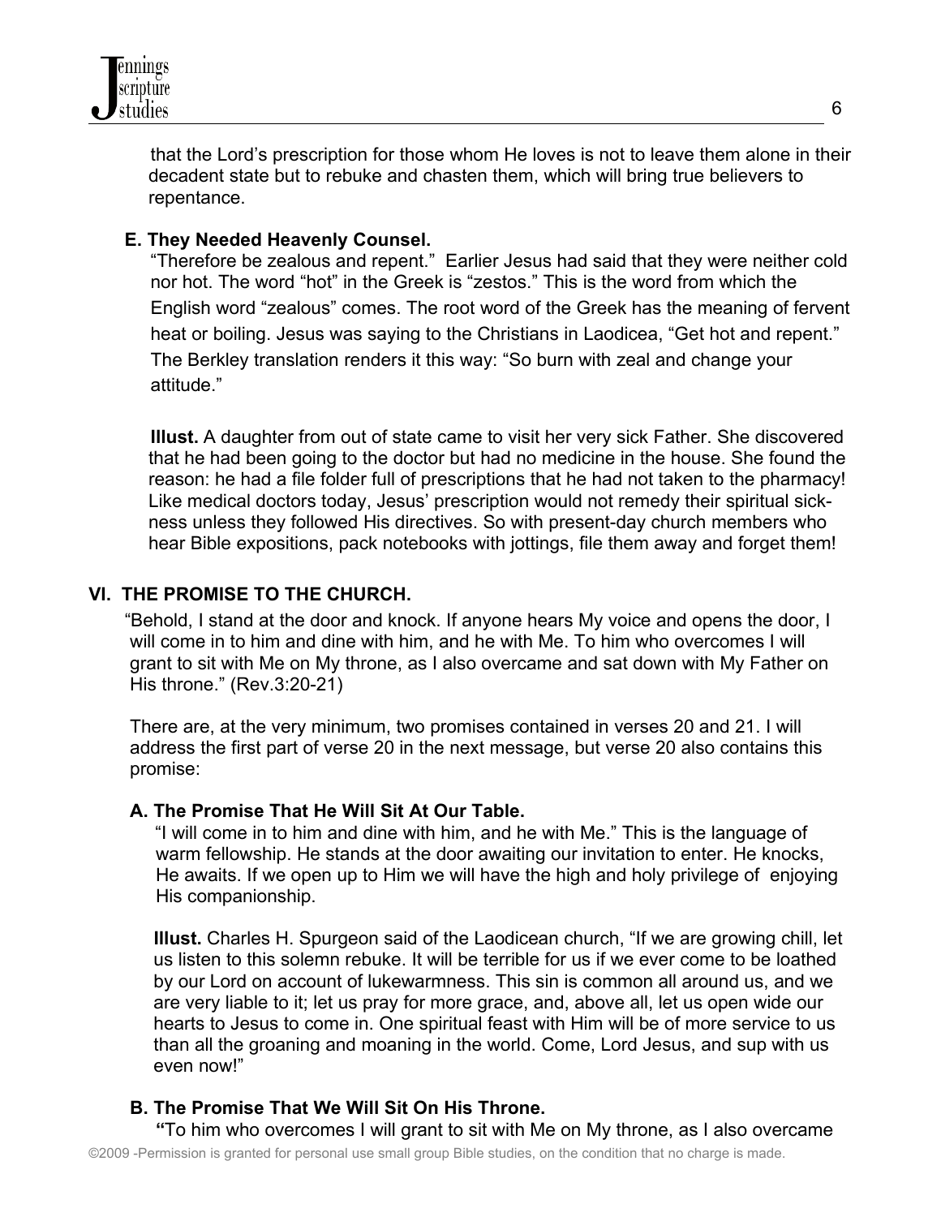that the Lord's prescription for those whom He loves is not to leave them alone in their decadent state but to rebuke and chasten them, which will bring true believers to repentance.

### E. They Needed Heavenly Counsel.

"Therefore be zealous and repent." Earlier Jesus had said that they were neither cold nor hot. The word "hot" in the Greek is "zestos." This is the word from which the English word "zealous" comes. The root word of the Greek has the meaning of fervent heat or boiling. Jesus was saying to the Christians in Laodicea, "Get hot and repent." The Berkley translation renders it this way: "So burn with zeal and change your attitude."

**Illust.** A daughter from out of state came to visit her very sick Father. She discovered that he had been going to the doctor but had no medicine in the house. She found the reason: he had a file folder full of prescriptions that he had not taken to the pharmacy! Like medical doctors today, Jesus' prescription would not remedy their spiritual sickness unless they followed His directives. So with present-day church members who hear Bible expositions, pack notebooks with jottings, file them away and forget them!

## VI. THE PROMISE TO THE CHURCH.

"Behold, I stand at the door and knock. If anyone hears My voice and opens the door, I will come in to him and dine with him, and he with Me. To him who overcomes I will grant to sit with Me on My throne, as I also overcame and sat down with My Father on His throne." (Rev.3:20-21)

There are, at the very minimum, two promises contained in verses 20 and 21. I will address the first part of verse 20 in the next message, but verse 20 also contains this promise:

### A. The Promise That He Will Sit At Our Table.

"I will come in to him and dine with him, and he with Me." This is the language of warm fellowship. He stands at the door awaiting our invitation to enter. He knocks, He awaits. If we open up to Him we will have the high and holy privilege of enjoying His companionship.

**Illust.** Charles H. Spurgeon said of the Laodicean church, "If we are growing chill, let us listen to this solemn rebuke. It will be terrible for us if we ever come to be loathed by our Lord on account of lukewarmness. This sin is common all around us, and we are very liable to it; let us pray for more grace, and, above all, let us open wide our hearts to Jesus to come in. One spiritual feast with Him will be of more service to us than all the groaning and moaning in the world. Come, Lord Jesus, and sup with us even now!"

### B. The Promise That We Will Sit On His Throne.

"To him who overcomes I will grant to sit with Me on My throne, as I also overcame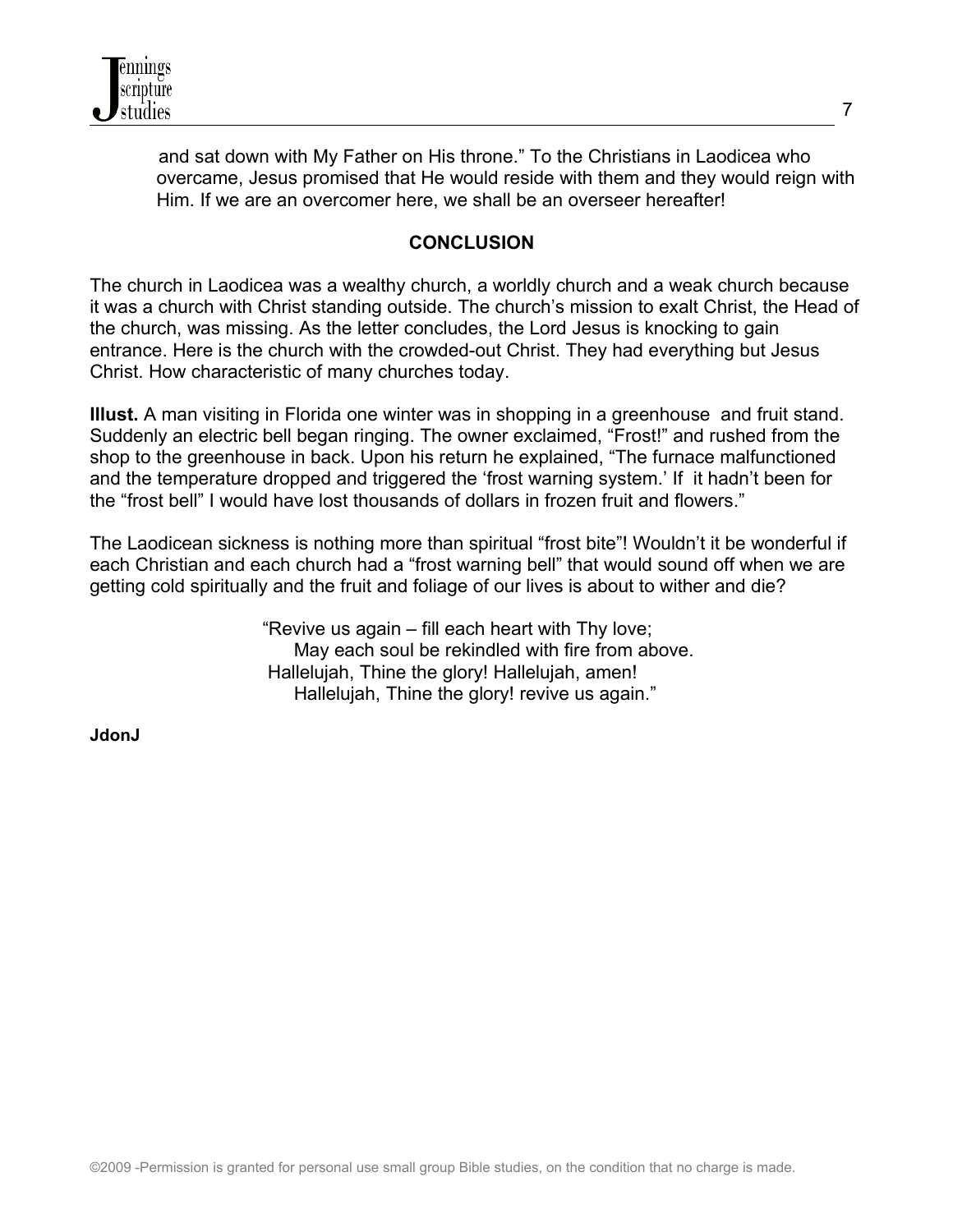and sat down with My Father on His throne." To the Christians in Laodicea who overcame, Jesus promised that He would reside with them and they would reign with Him. If we are an overcomer here, we shall be an overseer hereafter!

## CONCLUSION

The church in Laodicea was a wealthy church, a worldly church and a weak church because it was a church with Christ standing outside. The church's mission to exalt Christ, the Head of the church, was missing. As the letter concludes, the Lord Jesus is knocking to gain entrance. Here is the church with the crowded-out Christ. They had everything but Jesus Christ. How characteristic of many churches today.

**Illust.** A man visiting in Florida one winter was in shopping in a greenhouse and fruit stand. Suddenly an electric bell began ringing. The owner exclaimed, "Frost!" and rushed from the shop to the greenhouse in back. Upon his return he explained, "The furnace malfunctioned and the temperature dropped and triggered the 'frost warning system.' If it hadn't been for the "frost bell" I would have lost thousands of dollars in frozen fruit and flowers."

The Laodicean sickness is nothing more than spiritual "frost bite"! Wouldn't it be wonderful if each Christian and each church had a "frost warning bell" that would sound off when we are getting cold spiritually and the fruit and foliage of our lives is about to wither and die?

"Revive us again – fill each heart with Thy love;
May each soul be rekindled with fire from above.
Hallelujah, Thine the glory! Hallelujah, amen!
Hallelujah, Thine the glory! revive us again."

**JdonJ**

©2009 -Permission is granted for personal use small group Bible studies, on the condition that no charge is made.